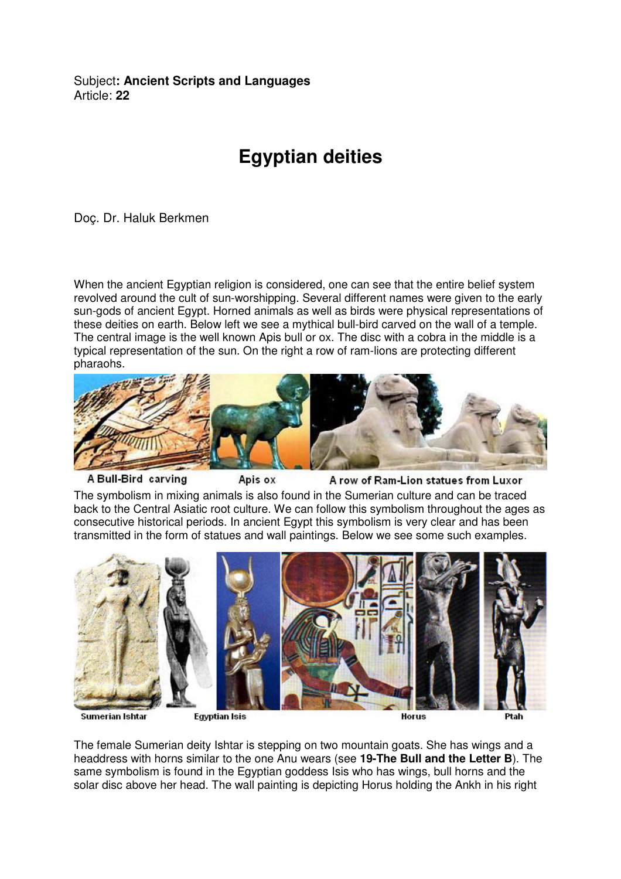Subject**: Ancient Scripts and Languages**
Article: **22**

# Egyptian deities

Doç. Dr. Haluk Berkmen

When the ancient Egyptian religion is considered, one can see that the entire belief system revolved around the cult of sun-worshipping. Several different names were given to the early sun-gods of ancient Egypt. Horned animals as well as birds were physical representations of these deities on earth. Below left we see a mythical bull-bird carved on the wall of a temple. The central image is the well known Apis bull or ox. The disc with a cobra in the middle is a typical representation of the sun. On the right a row of ram-lions are protecting different pharaohs.

A Bull-Bird carving Apis ox A row of Ram-Lion statues from Luxor

The symbolism in mixing animals is also found in the Sumerian culture and can be traced back to the Central Asiatic root culture. We can follow this symbolism throughout the ages as consecutive historical periods. In ancient Egypt this symbolism is very clear and has been transmitted in the form of statues and wall paintings. Below we see some such examples.

Sumerian Ishtar Egyptian Isis Horus Ptah

The female Sumerian deity Ishtar is stepping on two mountain goats. She has wings and a headdress with horns similar to the one Anu wears (see **19-The Bull and the Letter B**). The same symbolism is found in the Egyptian goddess Isis who has wings, bull horns and the solar disc above her head. The wall painting is depicting Horus holding the Ankh in his right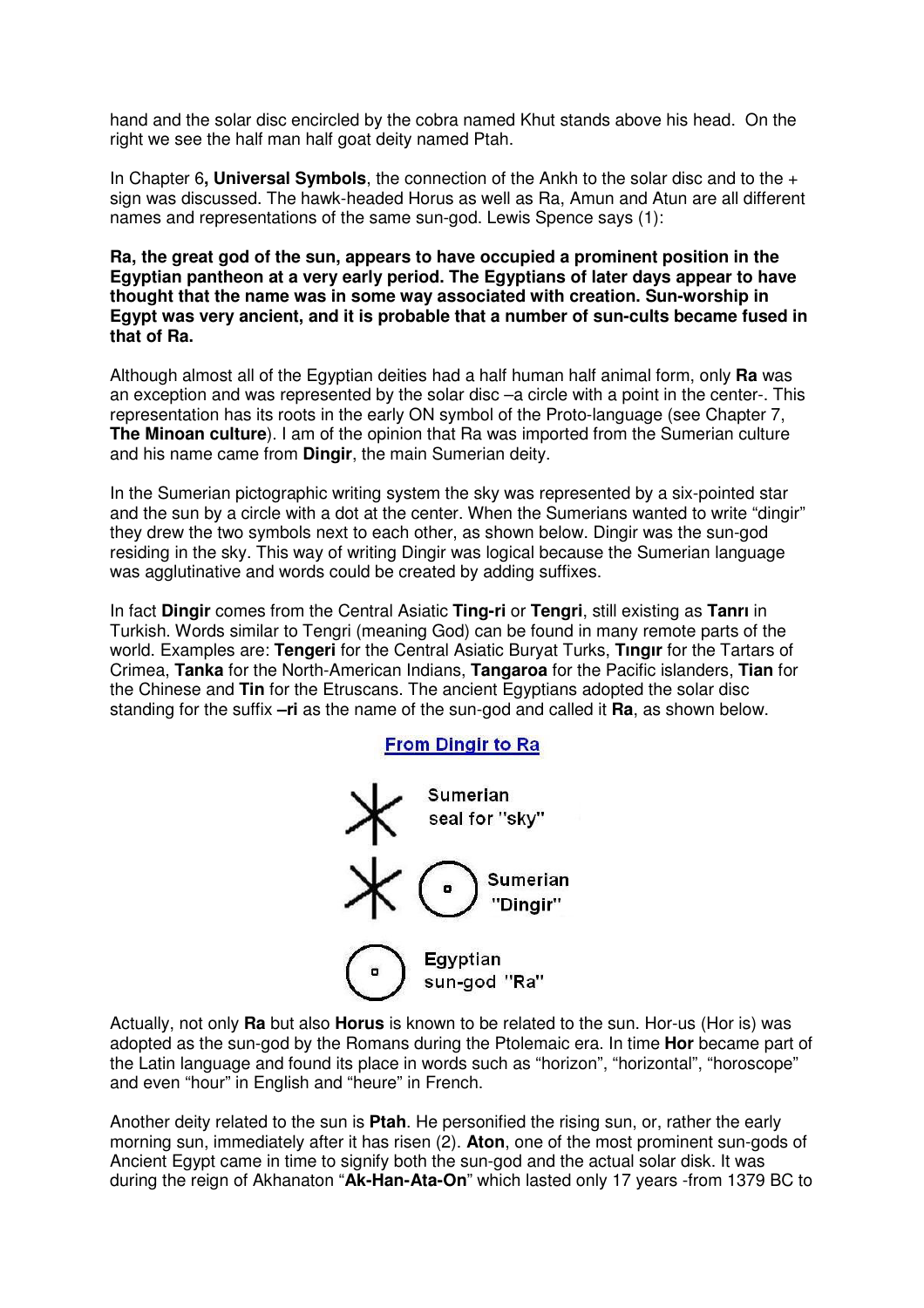hand and the solar disc encircled by the cobra named Khut stands above his head. On the right we see the half man half goat deity named Ptah.

In Chapter 6**, Universal Symbols**, the connection of the Ankh to the solar disc and to the + sign was discussed. The hawk-headed Horus as well as Ra, Amun and Atun are all different names and representations of the same sun-god. Lewis Spence says (1):

**Ra, the great god of the sun, appears to have occupied a prominent position in the Egyptian pantheon at a very early period. The Egyptians of later days appear to have thought that the name was in some way associated with creation. Sun-worship in Egypt was very ancient, and it is probable that a number of sun-cults became fused in that of Ra.**

Although almost all of the Egyptian deities had a half human half animal form, only **Ra** was an exception and was represented by the solar disc –a circle with a point in the center-. This representation has its roots in the early ON symbol of the Proto-language (see Chapter 7, **The Minoan culture**). I am of the opinion that Ra was imported from the Sumerian culture and his name came from **Dingir**, the main Sumerian deity.

In the Sumerian pictographic writing system the sky was represented by a six-pointed star and the sun by a circle with a dot at the center. When the Sumerians wanted to write "dingir" they drew the two symbols next to each other, as shown below. Dingir was the sun-god residing in the sky. This way of writing Dingir was logical because the Sumerian language was agglutinative and words could be created by adding suffixes.

In fact **Dingir** comes from the Central Asiatic **Ting-ri** or **Tengri**, still existing as **Tanrı** in Turkish. Words similar to Tengri (meaning God) can be found in many remote parts of the world. Examples are: **Tengeri** for the Central Asiatic Buryat Turks, **Tıngır** for the Tartars of Crimea, **Tanka** for the North-American Indians, **Tangaroa** for the Pacific islanders, **Tian** for the Chinese and **Tin** for the Etruscans. The ancient Egyptians adopted the solar disc standing for the suffix **–ri** as the name of the sun-god and called it **Ra**, as shown below.

**From Dingir to Ra**

Sumerian seal for "sky"

Sumerian "Dingir"

Egyptian sun-god "Ra"

Actually, not only **Ra** but also **Horus** is known to be related to the sun. Hor-us (Hor is) was adopted as the sun-god by the Romans during the Ptolemaic era. In time **Hor** became part of the Latin language and found its place in words such as "horizon", "horizontal", "horoscope" and even "hour" in English and "heure" in French.

Another deity related to the sun is **Ptah**. He personified the rising sun, or, rather the early morning sun, immediately after it has risen (2). **Aton**, one of the most prominent sun-gods of Ancient Egypt came in time to signify both the sun-god and the actual solar disk. It was during the reign of Akhanaton "**Ak-Han-Ata-On**" which lasted only 17 years -from 1379 BC to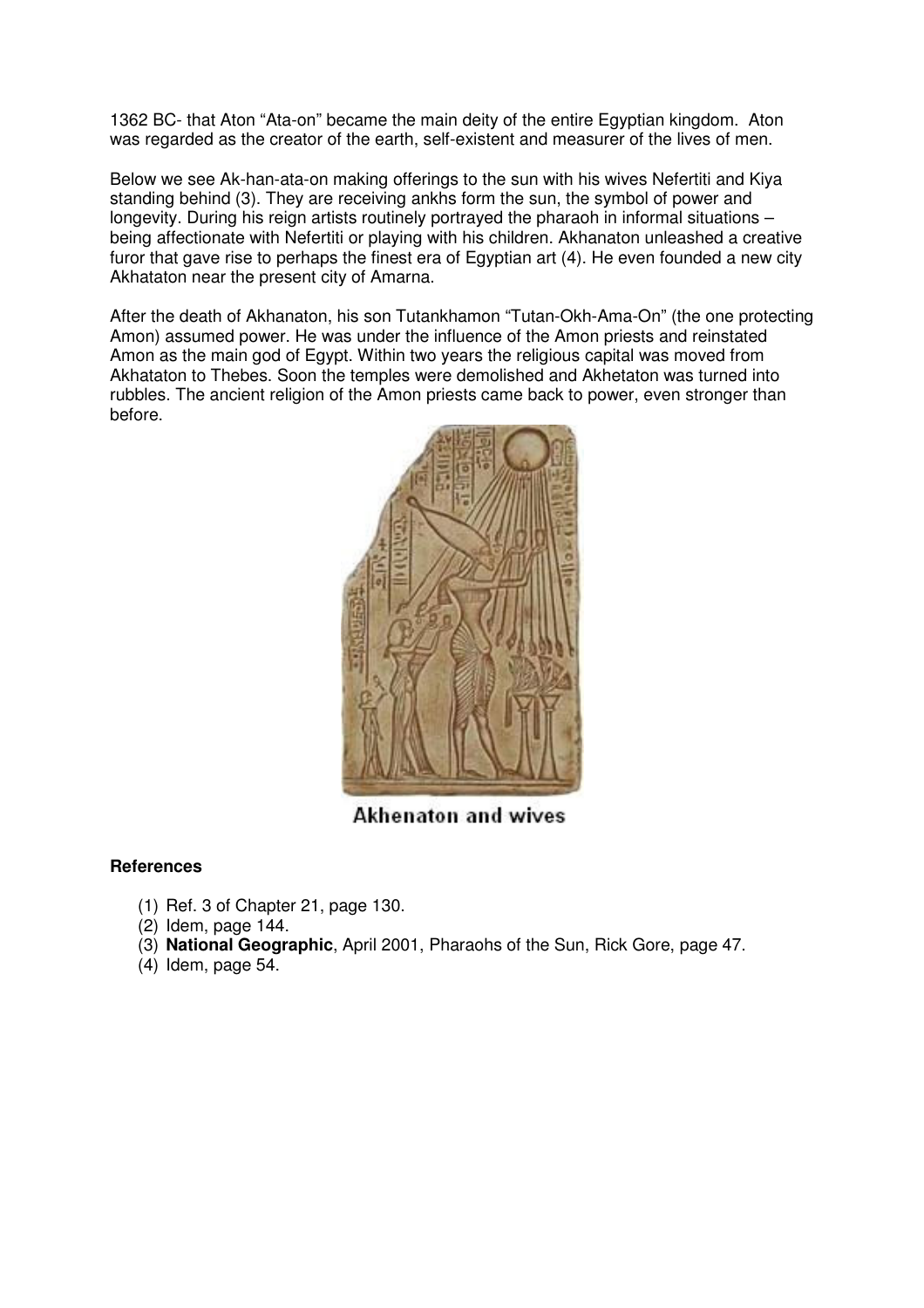1362 BC- that Aton "Ata-on" became the main deity of the entire Egyptian kingdom. Aton was regarded as the creator of the earth, self-existent and measurer of the lives of men.

Below we see Ak-han-ata-on making offerings to the sun with his wives Nefertiti and Kiya standing behind (3). They are receiving ankhs form the sun, the symbol of power and longevity. During his reign artists routinely portrayed the pharaoh in informal situations – being affectionate with Nefertiti or playing with his children. Akhanaton unleashed a creative furor that gave rise to perhaps the finest era of Egyptian art (4). He even founded a new city Akhataton near the present city of Amarna.

After the death of Akhanaton, his son Tutankhamon "Tutan-Okh-Ama-On" (the one protecting Amon) assumed power. He was under the influence of the Amon priests and reinstated Amon as the main god of Egypt. Within two years the religious capital was moved from Akhataton to Thebes. Soon the temples were demolished and Akhetaton was turned into rubbles. The ancient religion of the Amon priests came back to power, even stronger than before.

Akhenaton and wives

**References**

1. Ref. 3 of Chapter 21, page 130.
2. Idem, page 144.
3. **National Geographic**, April 2001, Pharaohs of the Sun, Rick Gore, page 47.
4. Idem, page 54.